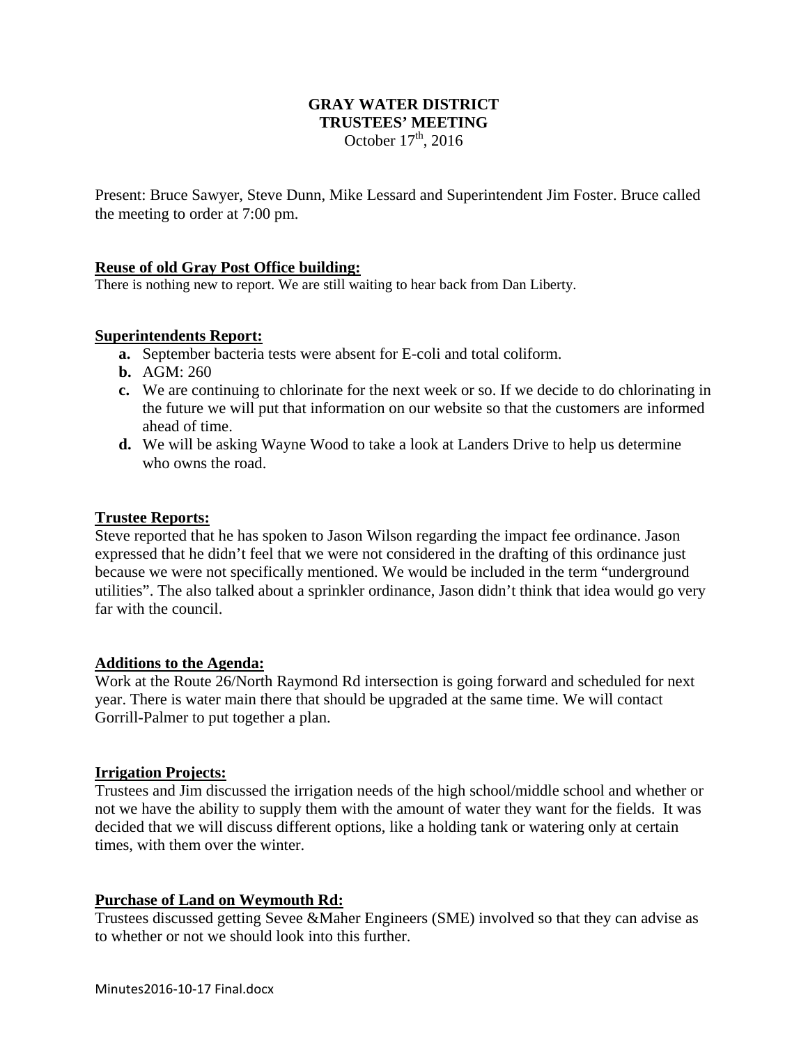# GRAY WATER DISTRICT
## TRUSTEES' MEETING
October 17th, 2016

Present: Bruce Sawyer, Steve Dunn, Mike Lessard and Superintendent Jim Foster. Bruce called the meeting to order at 7:00 pm.

**Reuse of old Gray Post Office building:**

There is nothing new to report. We are still waiting to hear back from Dan Liberty.

**Superintendents Report:**

- **a.** September bacteria tests were absent for E-coli and total coliform.
- **b.** AGM: 260
- **c.** We are continuing to chlorinate for the next week or so. If we decide to do chlorinating in the future we will put that information on our website so that the customers are informed ahead of time.
- **d.** We will be asking Wayne Wood to take a look at Landers Drive to help us determine who owns the road.

**Trustee Reports:**

Steve reported that he has spoken to Jason Wilson regarding the impact fee ordinance. Jason expressed that he didn't feel that we were not considered in the drafting of this ordinance just because we were not specifically mentioned. We would be included in the term "underground utilities". The also talked about a sprinkler ordinance, Jason didn't think that idea would go very far with the council.

**Additions to the Agenda:**

Work at the Route 26/North Raymond Rd intersection is going forward and scheduled for next year. There is water main there that should be upgraded at the same time. We will contact Gorrill-Palmer to put together a plan.

**Irrigation Projects:**

Trustees and Jim discussed the irrigation needs of the high school/middle school and whether or not we have the ability to supply them with the amount of water they want for the fields. It was decided that we will discuss different options, like a holding tank or watering only at certain times, with them over the winter.

**Purchase of Land on Weymouth Rd:**

Trustees discussed getting Sevee &Maher Engineers (SME) involved so that they can advise as to whether or not we should look into this further.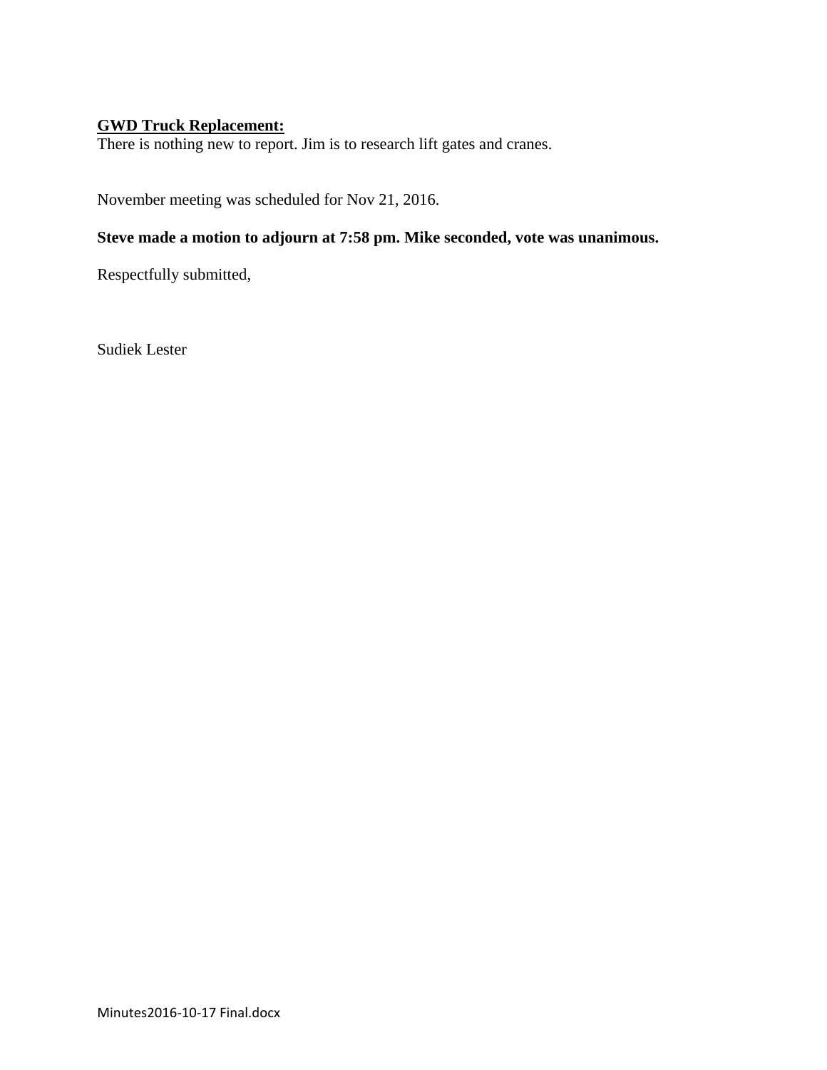**GWD Truck Replacement:**

There is nothing new to report. Jim is to research lift gates and cranes.

November meeting was scheduled for Nov 21, 2016.

**Steve made a motion to adjourn at 7:58 pm. Mike seconded, vote was unanimous.**

Respectfully submitted,

Sudiek Lester